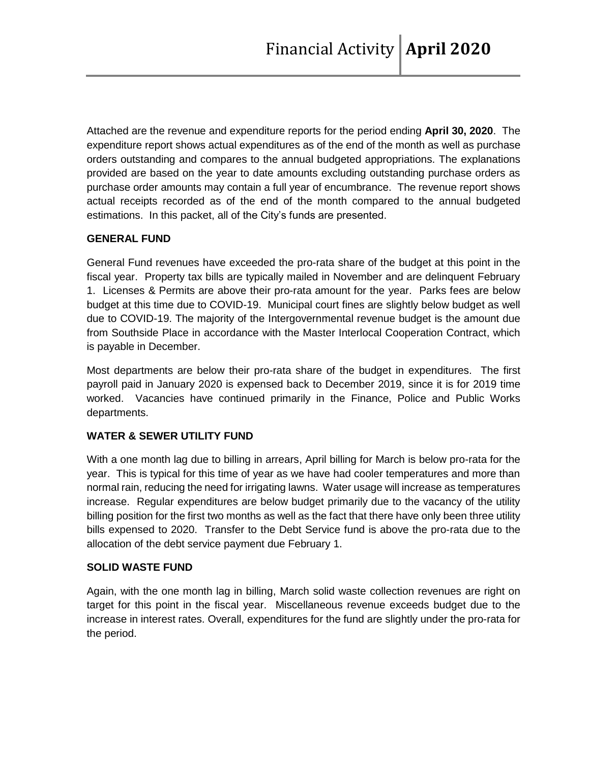# Financial Activity | **April 2020**

Attached are the revenue and expenditure reports for the period ending **April 30, 2020**. The expenditure report shows actual expenditures as of the end of the month as well as purchase orders outstanding and compares to the annual budgeted appropriations. The explanations provided are based on the year to date amounts excluding outstanding purchase orders as purchase order amounts may contain a full year of encumbrance. The revenue report shows actual receipts recorded as of the end of the month compared to the annual budgeted estimations. In this packet, all of the City's funds are presented.

## GENERAL FUND

General Fund revenues have exceeded the pro-rata share of the budget at this point in the fiscal year. Property tax bills are typically mailed in November and are delinquent February 1. Licenses & Permits are above their pro-rata amount for the year. Parks fees are below budget at this time due to COVID-19. Municipal court fines are slightly below budget as well due to COVID-19. The majority of the Intergovernmental revenue budget is the amount due from Southside Place in accordance with the Master Interlocal Cooperation Contract, which is payable in December.

Most departments are below their pro-rata share of the budget in expenditures. The first payroll paid in January 2020 is expensed back to December 2019, since it is for 2019 time worked. Vacancies have continued primarily in the Finance, Police and Public Works departments.

## WATER & SEWER UTILITY FUND

With a one month lag due to billing in arrears, April billing for March is below pro-rata for the year. This is typical for this time of year as we have had cooler temperatures and more than normal rain, reducing the need for irrigating lawns. Water usage will increase as temperatures increase. Regular expenditures are below budget primarily due to the vacancy of the utility billing position for the first two months as well as the fact that there have only been three utility bills expensed to 2020. Transfer to the Debt Service fund is above the pro-rata due to the allocation of the debt service payment due February 1.

## SOLID WASTE FUND

Again, with the one month lag in billing, March solid waste collection revenues are right on target for this point in the fiscal year. Miscellaneous revenue exceeds budget due to the increase in interest rates. Overall, expenditures for the fund are slightly under the pro-rata for the period.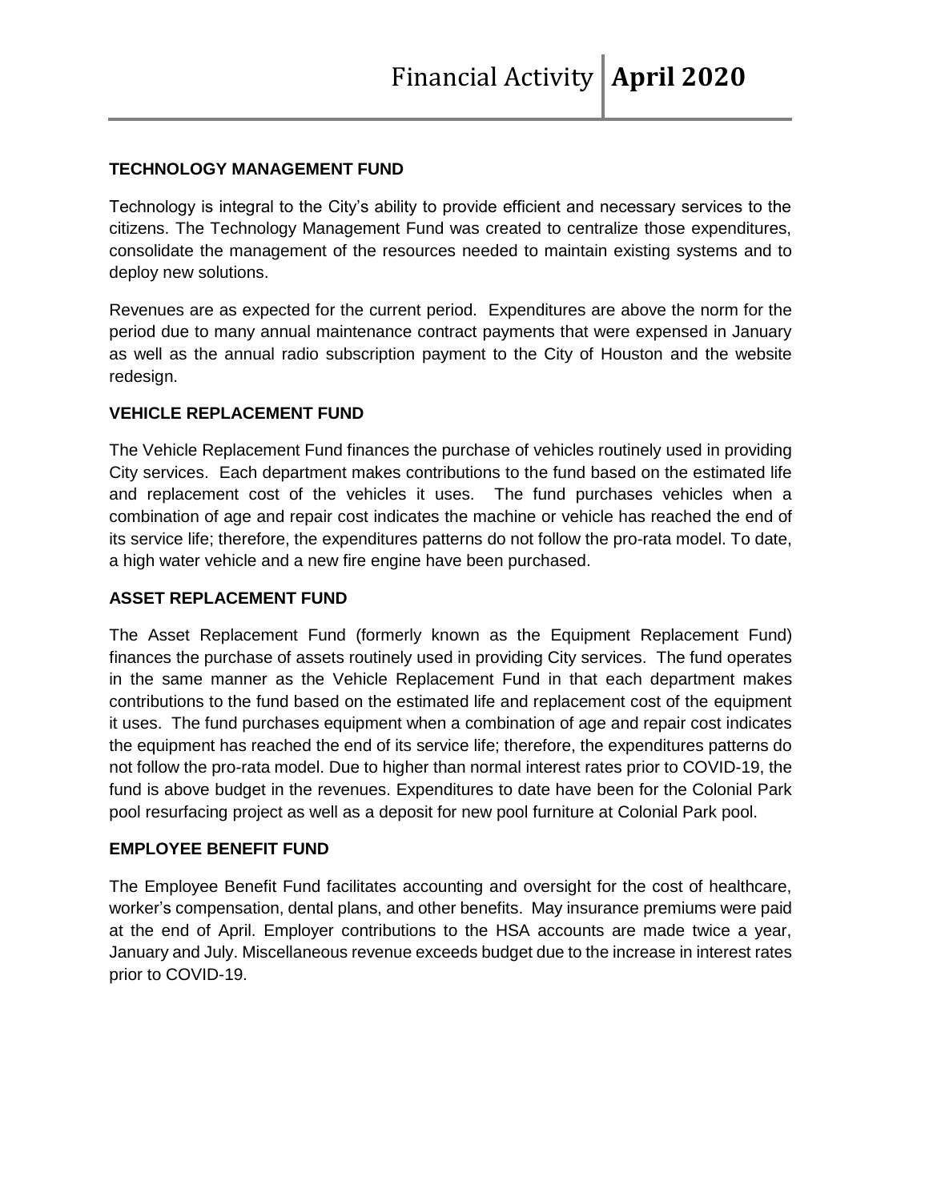## TECHNOLOGY MANAGEMENT FUND

Technology is integral to the City's ability to provide efficient and necessary services to the citizens. The Technology Management Fund was created to centralize those expenditures, consolidate the management of the resources needed to maintain existing systems and to deploy new solutions.

Revenues are as expected for the current period. Expenditures are above the norm for the period due to many annual maintenance contract payments that were expensed in January as well as the annual radio subscription payment to the City of Houston and the website redesign.

## VEHICLE REPLACEMENT FUND

The Vehicle Replacement Fund finances the purchase of vehicles routinely used in providing City services. Each department makes contributions to the fund based on the estimated life and replacement cost of the vehicles it uses. The fund purchases vehicles when a combination of age and repair cost indicates the machine or vehicle has reached the end of its service life; therefore, the expenditures patterns do not follow the pro-rata model. To date, a high water vehicle and a new fire engine have been purchased.

## ASSET REPLACEMENT FUND

The Asset Replacement Fund (formerly known as the Equipment Replacement Fund) finances the purchase of assets routinely used in providing City services. The fund operates in the same manner as the Vehicle Replacement Fund in that each department makes contributions to the fund based on the estimated life and replacement cost of the equipment it uses. The fund purchases equipment when a combination of age and repair cost indicates the equipment has reached the end of its service life; therefore, the expenditures patterns do not follow the pro-rata model. Due to higher than normal interest rates prior to COVID-19, the fund is above budget in the revenues. Expenditures to date have been for the Colonial Park pool resurfacing project as well as a deposit for new pool furniture at Colonial Park pool.

## EMPLOYEE BENEFIT FUND

The Employee Benefit Fund facilitates accounting and oversight for the cost of healthcare, worker's compensation, dental plans, and other benefits. May insurance premiums were paid at the end of April. Employer contributions to the HSA accounts are made twice a year, January and July. Miscellaneous revenue exceeds budget due to the increase in interest rates prior to COVID-19.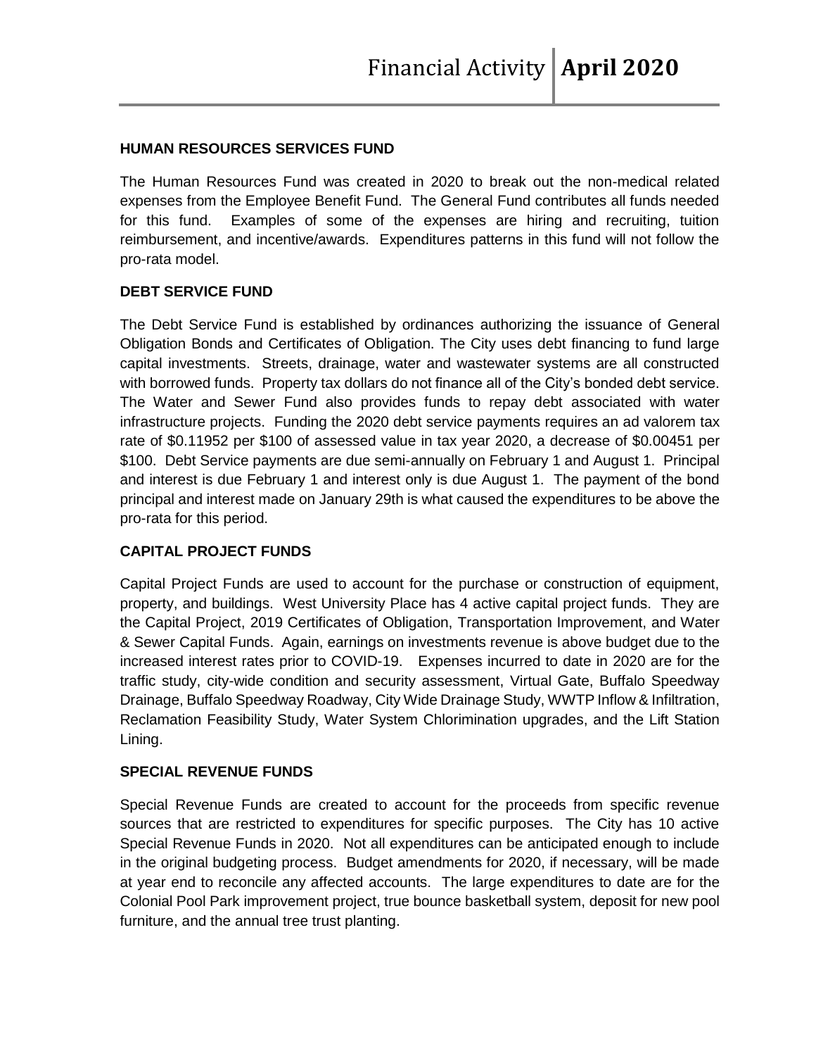## HUMAN RESOURCES SERVICES FUND

The Human Resources Fund was created in 2020 to break out the non-medical related expenses from the Employee Benefit Fund. The General Fund contributes all funds needed for this fund. Examples of some of the expenses are hiring and recruiting, tuition reimbursement, and incentive/awards. Expenditures patterns in this fund will not follow the pro-rata model.

## DEBT SERVICE FUND

The Debt Service Fund is established by ordinances authorizing the issuance of General Obligation Bonds and Certificates of Obligation. The City uses debt financing to fund large capital investments. Streets, drainage, water and wastewater systems are all constructed with borrowed funds. Property tax dollars do not finance all of the City's bonded debt service. The Water and Sewer Fund also provides funds to repay debt associated with water infrastructure projects. Funding the 2020 debt service payments requires an ad valorem tax rate of $0.11952 per $100 of assessed value in tax year 2020, a decrease of $0.00451 per $100. Debt Service payments are due semi-annually on February 1 and August 1. Principal and interest is due February 1 and interest only is due August 1. The payment of the bond principal and interest made on January 29th is what caused the expenditures to be above the pro-rata for this period.

## CAPITAL PROJECT FUNDS

Capital Project Funds are used to account for the purchase or construction of equipment, property, and buildings. West University Place has 4 active capital project funds. They are the Capital Project, 2019 Certificates of Obligation, Transportation Improvement, and Water & Sewer Capital Funds. Again, earnings on investments revenue is above budget due to the increased interest rates prior to COVID-19. Expenses incurred to date in 2020 are for the traffic study, city-wide condition and security assessment, Virtual Gate, Buffalo Speedway Drainage, Buffalo Speedway Roadway, City Wide Drainage Study, WWTP Inflow & Infiltration, Reclamation Feasibility Study, Water System Chlorimination upgrades, and the Lift Station Lining.

## SPECIAL REVENUE FUNDS

Special Revenue Funds are created to account for the proceeds from specific revenue sources that are restricted to expenditures for specific purposes. The City has 10 active Special Revenue Funds in 2020. Not all expenditures can be anticipated enough to include in the original budgeting process. Budget amendments for 2020, if necessary, will be made at year end to reconcile any affected accounts. The large expenditures to date are for the Colonial Pool Park improvement project, true bounce basketball system, deposit for new pool furniture, and the annual tree trust planting.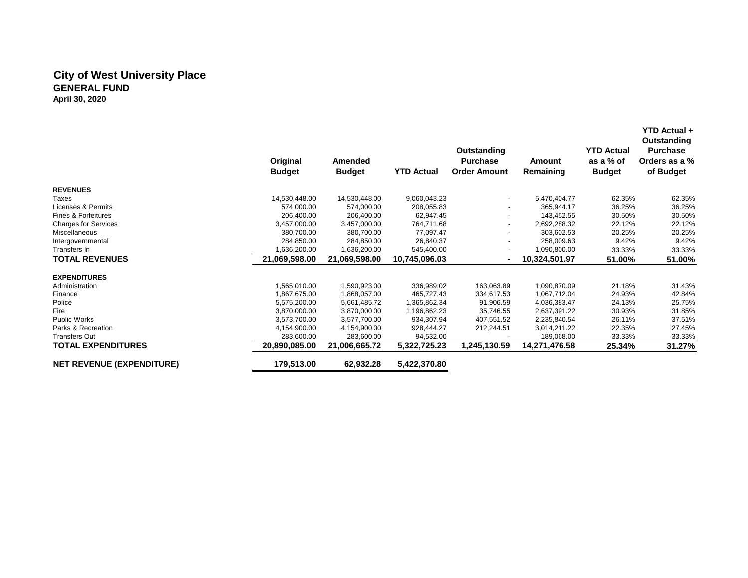# City of West University Place

## GENERAL FUND

**April 30, 2020**

| | Original Budget | Amended Budget | YTD Actual | Outstanding Purchase Order Amount | Amount Remaining | YTD Actual as a % of Budget | YTD Actual + Outstanding Purchase Orders as a % of Budget |
|---|---|---|---|---|---|---|---|
| **REVENUES** | | | | | | | |
| Taxes | 14,530,448.00 | 14,530,448.00 | 9,060,043.23 | - | 5,470,404.77 | 62.35% | 62.35% |
| Licenses & Permits | 574,000.00 | 574,000.00 | 208,055.83 | - | 365,944.17 | 36.25% | 36.25% |
| Fines & Forfeitures | 206,400.00 | 206,400.00 | 62,947.45 | - | 143,452.55 | 30.50% | 30.50% |
| Charges for Services | 3,457,000.00 | 3,457,000.00 | 764,711.68 | - | 2,692,288.32 | 22.12% | 22.12% |
| Miscellaneous | 380,700.00 | 380,700.00 | 77,097.47 | - | 303,602.53 | 20.25% | 20.25% |
| Intergovernmental | 284,850.00 | 284,850.00 | 26,840.37 | - | 258,009.63 | 9.42% | 9.42% |
| Transfers In | 1,636,200.00 | 1,636,200.00 | 545,400.00 | - | 1,090,800.00 | 33.33% | 33.33% |
| **TOTAL REVENUES** | **21,069,598.00** | **21,069,598.00** | **10,745,096.03** | **-** | **10,324,501.97** | **51.00%** | **51.00%** |
| **EXPENDITURES** | | | | | | | |
| Administration | 1,565,010.00 | 1,590,923.00 | 336,989.02 | 163,063.89 | 1,090,870.09 | 21.18% | 31.43% |
| Finance | 1,867,675.00 | 1,868,057.00 | 465,727.43 | 334,617.53 | 1,067,712.04 | 24.93% | 42.84% |
| Police | 5,575,200.00 | 5,661,485.72 | 1,365,862.34 | 91,906.59 | 4,036,383.47 | 24.13% | 25.75% |
| Fire | 3,870,000.00 | 3,870,000.00 | 1,196,862.23 | 35,746.55 | 2,637,391.22 | 30.93% | 31.85% |
| Public Works | 3,573,700.00 | 3,577,700.00 | 934,307.94 | 407,551.52 | 2,235,840.54 | 26.11% | 37.51% |
| Parks & Recreation | 4,154,900.00 | 4,154,900.00 | 928,444.27 | 212,244.51 | 3,014,211.22 | 22.35% | 27.45% |
| Transfers Out | 283,600.00 | 283,600.00 | 94,532.00 | - | 189,068.00 | 33.33% | 33.33% |
| **TOTAL EXPENDITURES** | **20,890,085.00** | **21,006,665.72** | **5,322,725.23** | **1,245,130.59** | **14,271,476.58** | **25.34%** | **31.27%** |
| **NET REVENUE (EXPENDITURE)** | **179,513.00** | **62,932.28** | **5,422,370.80** | | | | |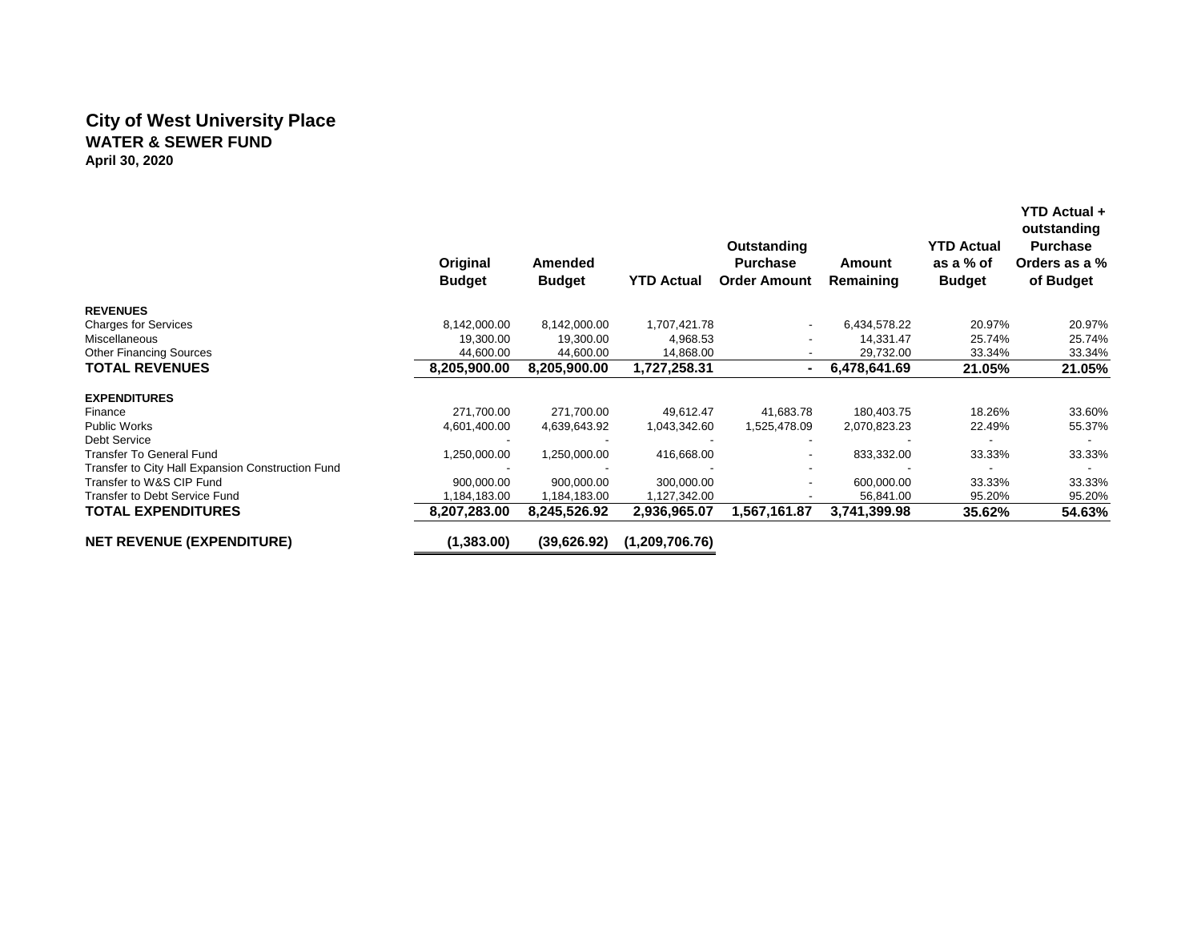# City of West University Place

## WATER & SEWER FUND

### April 30, 2020

| | Original Budget | Amended Budget | YTD Actual | Outstanding Purchase Order Amount | Amount Remaining | YTD Actual as a % of Budget | YTD Actual + outstanding Purchase Orders as a % of Budget |
|---|---|---|---|---|---|---|---|
| **REVENUES** | | | | | | | |
| Charges for Services | 8,142,000.00 | 8,142,000.00 | 1,707,421.78 | - | 6,434,578.22 | 20.97% | 20.97% |
| Miscellaneous | 19,300.00 | 19,300.00 | 4,968.53 | - | 14,331.47 | 25.74% | 25.74% |
| Other Financing Sources | 44,600.00 | 44,600.00 | 14,868.00 | - | 29,732.00 | 33.34% | 33.34% |
| **TOTAL REVENUES** | **8,205,900.00** | **8,205,900.00** | **1,727,258.31** | **-** | **6,478,641.69** | **21.05%** | **21.05%** |
| **EXPENDITURES** | | | | | | | |
| Finance | 271,700.00 | 271,700.00 | 49,612.47 | 41,683.78 | 180,403.75 | 18.26% | 33.60% |
| Public Works | 4,601,400.00 | 4,639,643.92 | 1,043,342.60 | 1,525,478.09 | 2,070,823.23 | 22.49% | 55.37% |
| Debt Service | - | - | - | - | - | - | - |
| Transfer To General Fund | 1,250,000.00 | 1,250,000.00 | 416,668.00 | - | 833,332.00 | 33.33% | 33.33% |
| Transfer to City Hall Expansion Construction Fund | - | - | - | - | - | - | - |
| Transfer to W&S CIP Fund | 900,000.00 | 900,000.00 | 300,000.00 | - | 600,000.00 | 33.33% | 33.33% |
| Transfer to Debt Service Fund | 1,184,183.00 | 1,184,183.00 | 1,127,342.00 | - | 56,841.00 | 95.20% | 95.20% |
| **TOTAL EXPENDITURES** | **8,207,283.00** | **8,245,526.92** | **2,936,965.07** | **1,567,161.87** | **3,741,399.98** | **35.62%** | **54.63%** |
| **NET REVENUE (EXPENDITURE)** | **(1,383.00)** | **(39,626.92)** | **(1,209,706.76)** | | | | |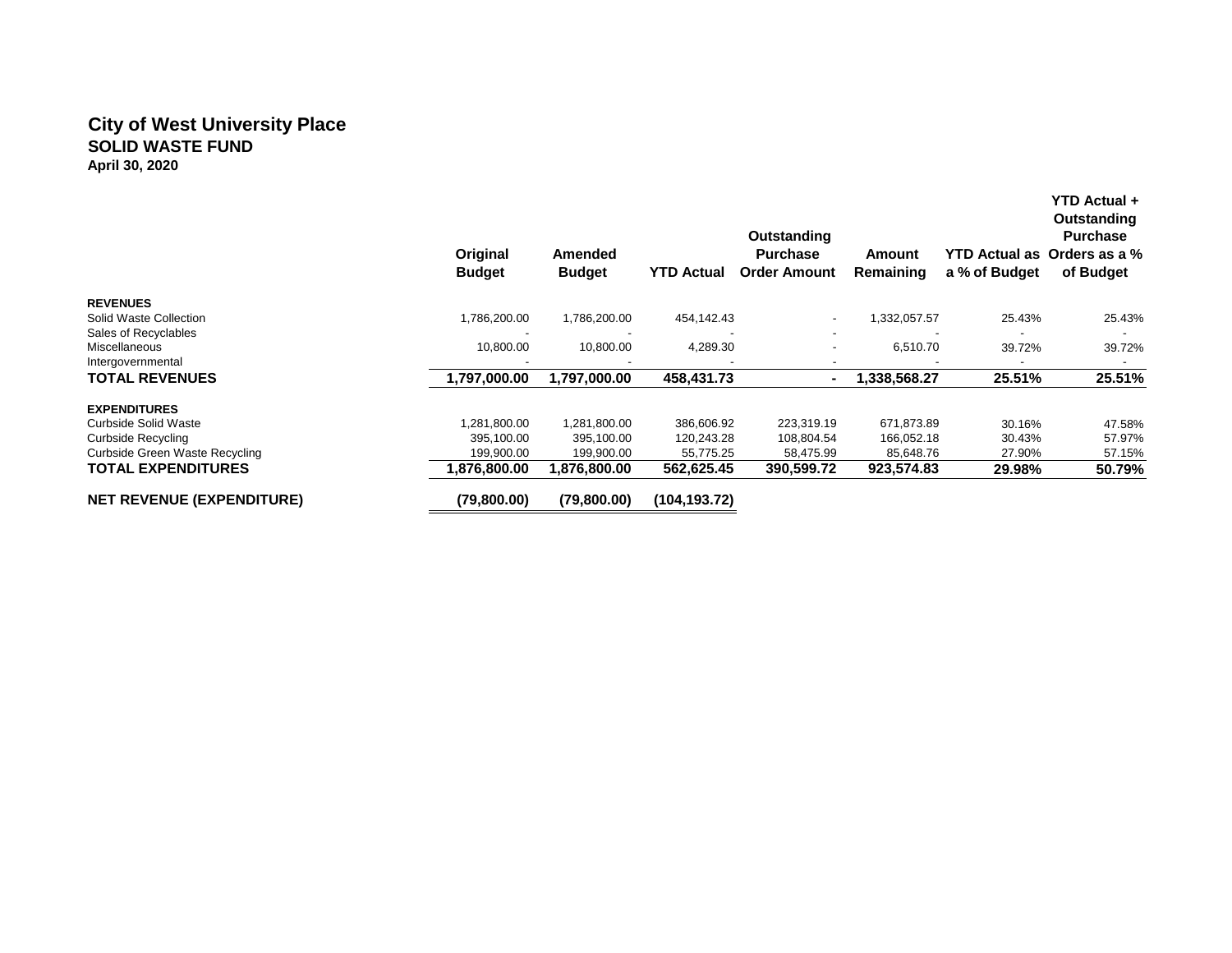# City of West University Place

## SOLID WASTE FUND

**April 30, 2020**

| | Original Budget | Amended Budget | YTD Actual | Outstanding Purchase Order Amount | Amount Remaining | YTD Actual as a % of Budget | YTD Actual + Outstanding Purchase Orders as a % of Budget |
|---|---|---|---|---|---|---|---|
| **REVENUES** | | | | | | | |
| Solid Waste Collection | 1,786,200.00 | 1,786,200.00 | 454,142.43 | - | 1,332,057.57 | 25.43% | 25.43% |
| Sales of Recyclables | - | - | - | - | - | - | - |
| Miscellaneous | 10,800.00 | 10,800.00 | 4,289.30 | - | 6,510.70 | 39.72% | 39.72% |
| Intergovernmental | - | - | - | - | - | - | - |
| **TOTAL REVENUES** | **1,797,000.00** | **1,797,000.00** | **458,431.73** | **-** | **1,338,568.27** | **25.51%** | **25.51%** |
| **EXPENDITURES** | | | | | | | |
| Curbside Solid Waste | 1,281,800.00 | 1,281,800.00 | 386,606.92 | 223,319.19 | 671,873.89 | 30.16% | 47.58% |
| Curbside Recycling | 395,100.00 | 395,100.00 | 120,243.28 | 108,804.54 | 166,052.18 | 30.43% | 57.97% |
| Curbside Green Waste Recycling | 199,900.00 | 199,900.00 | 55,775.25 | 58,475.99 | 85,648.76 | 27.90% | 57.15% |
| **TOTAL EXPENDITURES** | **1,876,800.00** | **1,876,800.00** | **562,625.45** | **390,599.72** | **923,574.83** | **29.98%** | **50.79%** |
| **NET REVENUE (EXPENDITURE)** | **(79,800.00)** | **(79,800.00)** | **(104,193.72)** | | | | |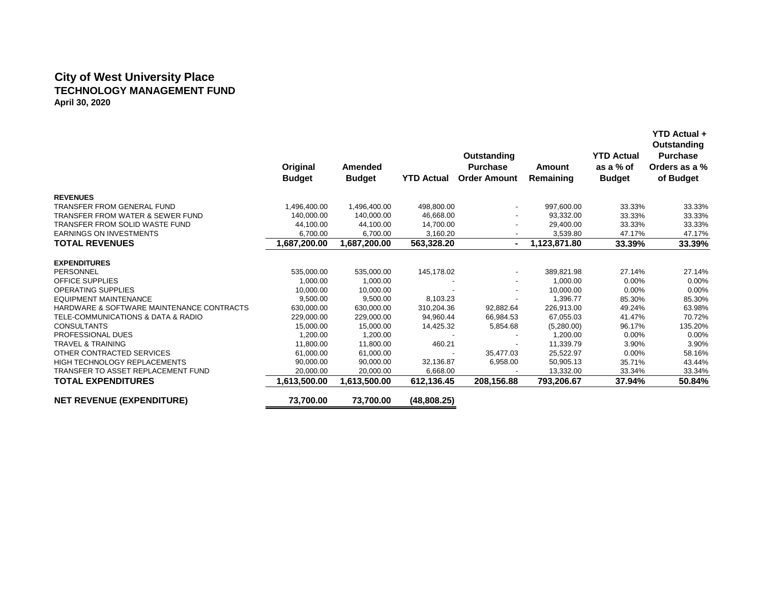# City of West University Place

## TECHNOLOGY MANAGEMENT FUND

**April 30, 2020**

| | Original Budget | Amended Budget | YTD Actual | Outstanding Purchase Order Amount | Amount Remaining | YTD Actual as a % of Budget | YTD Actual + Outstanding Purchase Orders as a % of Budget |
|---|---|---|---|---|---|---|---|
| **REVENUES** | | | | | | | |
| TRANSFER FROM GENERAL FUND | 1,496,400.00 | 1,496,400.00 | 498,800.00 | - | 997,600.00 | 33.33% | 33.33% |
| TRANSFER FROM WATER & SEWER FUND | 140,000.00 | 140,000.00 | 46,668.00 | - | 93,332.00 | 33.33% | 33.33% |
| TRANSFER FROM SOLID WASTE FUND | 44,100.00 | 44,100.00 | 14,700.00 | - | 29,400.00 | 33.33% | 33.33% |
| EARNINGS ON INVESTMENTS | 6,700.00 | 6,700.00 | 3,160.20 | - | 3,539.80 | 47.17% | 47.17% |
| **TOTAL REVENUES** | **1,687,200.00** | **1,687,200.00** | **563,328.20** | **-** | **1,123,871.80** | **33.39%** | **33.39%** |
| **EXPENDITURES** | | | | | | | |
| PERSONNEL | 535,000.00 | 535,000.00 | 145,178.02 | - | 389,821.98 | 27.14% | 27.14% |
| OFFICE SUPPLIES | 1,000.00 | 1,000.00 | - | - | 1,000.00 | 0.00% | 0.00% |
| OPERATING SUPPLIES | 10,000.00 | 10,000.00 | - | - | 10,000.00 | 0.00% | 0.00% |
| EQUIPMENT MAINTENANCE | 9,500.00 | 9,500.00 | 8,103.23 | - | 1,396.77 | 85.30% | 85.30% |
| HARDWARE & SOFTWARE MAINTENANCE CONTRACTS | 630,000.00 | 630,000.00 | 310,204.36 | 92,882.64 | 226,913.00 | 49.24% | 63.98% |
| TELE-COMMUNICATIONS & DATA & RADIO | 229,000.00 | 229,000.00 | 94,960.44 | 66,984.53 | 67,055.03 | 41.47% | 70.72% |
| CONSULTANTS | 15,000.00 | 15,000.00 | 14,425.32 | 5,854.68 | (5,280.00) | 96.17% | 135.20% |
| PROFESSIONAL DUES | 1,200.00 | 1,200.00 | - | - | 1,200.00 | 0.00% | 0.00% |
| TRAVEL & TRAINING | 11,800.00 | 11,800.00 | 460.21 | - | 11,339.79 | 3.90% | 3.90% |
| OTHER CONTRACTED SERVICES | 61,000.00 | 61,000.00 | - | 35,477.03 | 25,522.97 | 0.00% | 58.16% |
| HIGH TECHNOLOGY REPLACEMENTS | 90,000.00 | 90,000.00 | 32,136.87 | 6,958.00 | 50,905.13 | 35.71% | 43.44% |
| TRANSFER TO ASSET REPLACEMENT FUND | 20,000.00 | 20,000.00 | 6,668.00 | - | 13,332.00 | 33.34% | 33.34% |
| **TOTAL EXPENDITURES** | **1,613,500.00** | **1,613,500.00** | **612,136.45** | **208,156.88** | **793,206.67** | **37.94%** | **50.84%** |
| **NET REVENUE (EXPENDITURE)** | **73,700.00** | **73,700.00** | **(48,808.25)** | | | | |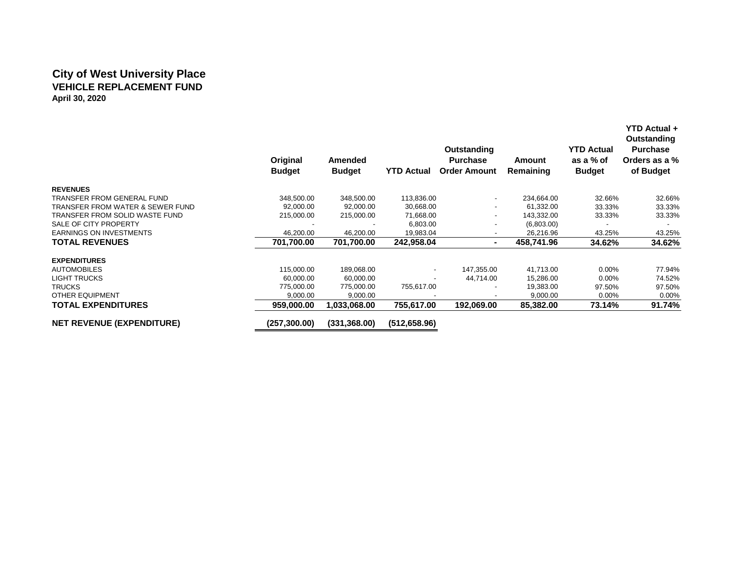# City of West University Place
## VEHICLE REPLACEMENT FUND
**April 30, 2020**

| | Original Budget | Amended Budget | YTD Actual | Outstanding Purchase Order Amount | Amount Remaining | YTD Actual as a % of Budget | YTD Actual + Outstanding Purchase Orders as a % of Budget |
|---|---|---|---|---|---|---|---|
| **REVENUES** | | | | | | | |
| TRANSFER FROM GENERAL FUND | 348,500.00 | 348,500.00 | 113,836.00 | - | 234,664.00 | 32.66% | 32.66% |
| TRANSFER FROM WATER & SEWER FUND | 92,000.00 | 92,000.00 | 30,668.00 | - | 61,332.00 | 33.33% | 33.33% |
| TRANSFER FROM SOLID WASTE FUND | 215,000.00 | 215,000.00 | 71,668.00 | - | 143,332.00 | 33.33% | 33.33% |
| SALE OF CITY PROPERTY | - | - | 6,803.00 | - | (6,803.00) | - | - |
| EARNINGS ON INVESTMENTS | 46,200.00 | 46,200.00 | 19,983.04 | - | 26,216.96 | 43.25% | 43.25% |
| **TOTAL REVENUES** | **701,700.00** | **701,700.00** | **242,958.04** | **-** | **458,741.96** | **34.62%** | **34.62%** |
| **EXPENDITURES** | | | | | | | |
| AUTOMOBILES | 115,000.00 | 189,068.00 | - | 147,355.00 | 41,713.00 | 0.00% | 77.94% |
| LIGHT TRUCKS | 60,000.00 | 60,000.00 | - | 44,714.00 | 15,286.00 | 0.00% | 74.52% |
| TRUCKS | 775,000.00 | 775,000.00 | 755,617.00 | - | 19,383.00 | 97.50% | 97.50% |
| OTHER EQUIPMENT | 9,000.00 | 9,000.00 | - | - | 9,000.00 | 0.00% | 0.00% |
| **TOTAL EXPENDITURES** | **959,000.00** | **1,033,068.00** | **755,617.00** | **192,069.00** | **85,382.00** | **73.14%** | **91.74%** |
| **NET REVENUE (EXPENDITURE)** | **(257,300.00)** | **(331,368.00)** | **(512,658.96)** | | | | |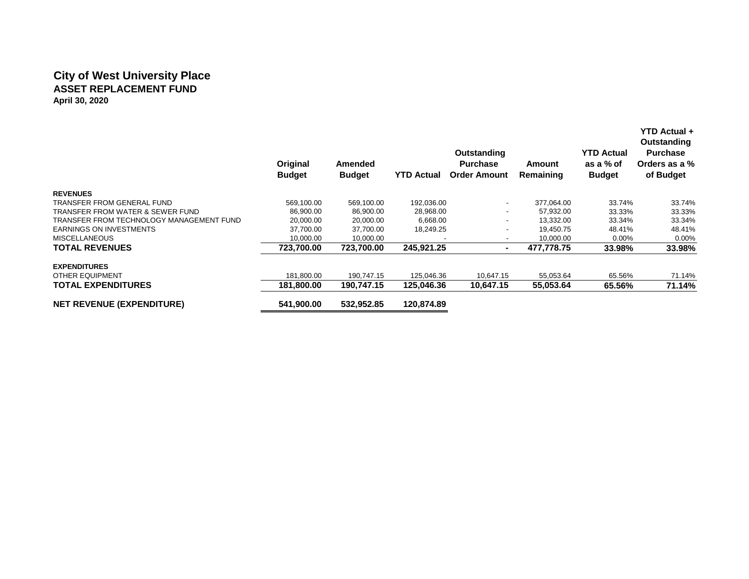# City of West University Place

## ASSET REPLACEMENT FUND

**April 30, 2020**

| | Original Budget | Amended Budget | YTD Actual | Outstanding Purchase Order Amount | Amount Remaining | YTD Actual as a % of Budget | YTD Actual + Outstanding Purchase Orders as a % of Budget |
|---|---|---|---|---|---|---|---|
| **REVENUES** | | | | | | | |
| TRANSFER FROM GENERAL FUND | 569,100.00 | 569,100.00 | 192,036.00 | - | 377,064.00 | 33.74% | 33.74% |
| TRANSFER FROM WATER & SEWER FUND | 86,900.00 | 86,900.00 | 28,968.00 | - | 57,932.00 | 33.33% | 33.33% |
| TRANSFER FROM TECHNOLOGY MANAGEMENT FUND | 20,000.00 | 20,000.00 | 6,668.00 | - | 13,332.00 | 33.34% | 33.34% |
| EARNINGS ON INVESTMENTS | 37,700.00 | 37,700.00 | 18,249.25 | - | 19,450.75 | 48.41% | 48.41% |
| MISCELLANEOUS | 10,000.00 | 10,000.00 | - | - | 10,000.00 | 0.00% | 0.00% |
| **TOTAL REVENUES** | **723,700.00** | **723,700.00** | **245,921.25** | **-** | **477,778.75** | **33.98%** | **33.98%** |
| **EXPENDITURES** | | | | | | | |
| OTHER EQUIPMENT | 181,800.00 | 190,747.15 | 125,046.36 | 10,647.15 | 55,053.64 | 65.56% | 71.14% |
| **TOTAL EXPENDITURES** | **181,800.00** | **190,747.15** | **125,046.36** | **10,647.15** | **55,053.64** | **65.56%** | **71.14%** |
| **NET REVENUE (EXPENDITURE)** | **541,900.00** | **532,952.85** | **120,874.89** | | | | |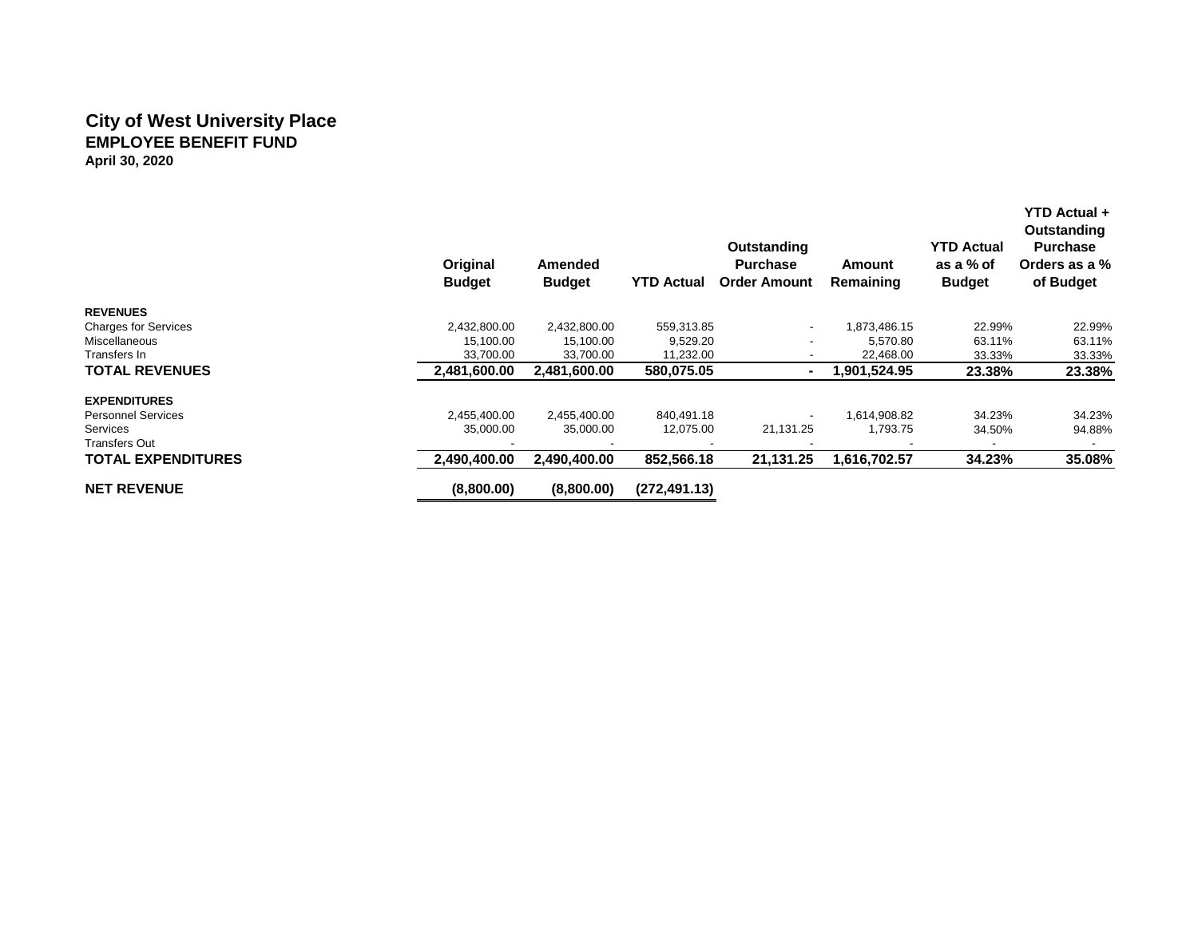# City of West University Place

## EMPLOYEE BENEFIT FUND

**April 30, 2020**

| | Original Budget | Amended Budget | YTD Actual | Outstanding Purchase Order Amount | Amount Remaining | YTD Actual as a % of Budget | YTD Actual + Outstanding Purchase Orders as a % of Budget |
|---|---|---|---|---|---|---|---|
| **REVENUES** | | | | | | | |
| Charges for Services | 2,432,800.00 | 2,432,800.00 | 559,313.85 | - | 1,873,486.15 | 22.99% | 22.99% |
| Miscellaneous | 15,100.00 | 15,100.00 | 9,529.20 | - | 5,570.80 | 63.11% | 63.11% |
| Transfers In | 33,700.00 | 33,700.00 | 11,232.00 | - | 22,468.00 | 33.33% | 33.33% |
| **TOTAL REVENUES** | **2,481,600.00** | **2,481,600.00** | **580,075.05** | **-** | **1,901,524.95** | **23.38%** | **23.38%** |
| **EXPENDITURES** | | | | | | | |
| Personnel Services | 2,455,400.00 | 2,455,400.00 | 840,491.18 | - | 1,614,908.82 | 34.23% | 34.23% |
| Services | 35,000.00 | 35,000.00 | 12,075.00 | 21,131.25 | 1,793.75 | 34.50% | 94.88% |
| Transfers Out | - | - | - | - | - | - | - |
| **TOTAL EXPENDITURES** | **2,490,400.00** | **2,490,400.00** | **852,566.18** | **21,131.25** | **1,616,702.57** | **34.23%** | **35.08%** |
| **NET REVENUE** | **(8,800.00)** | **(8,800.00)** | **(272,491.13)** | | | | |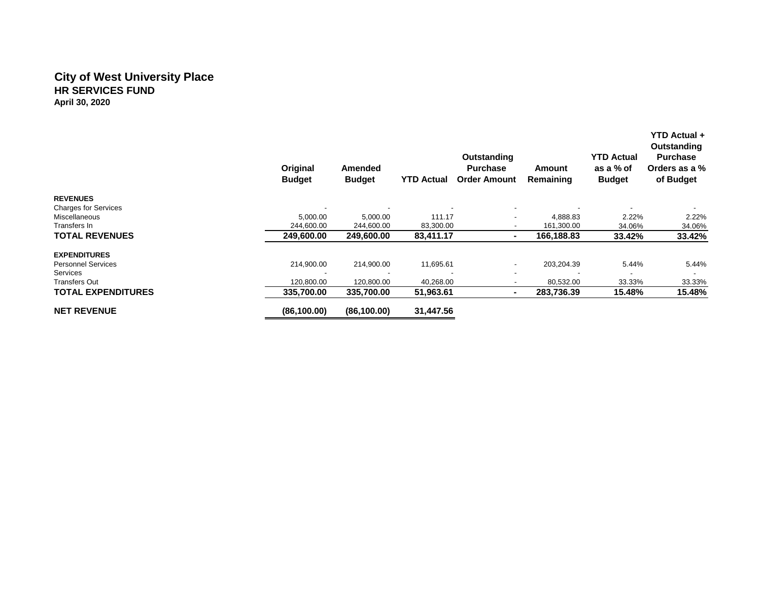# City of West University Place
## HR SERVICES FUND
### April 30, 2020

| | Original Budget | Amended Budget | YTD Actual | Outstanding Purchase Order Amount | Amount Remaining | YTD Actual as a % of Budget | YTD Actual + Outstanding Purchase Orders as a % of Budget |
|---|---|---|---|---|---|---|---|
| **REVENUES** | | | | | | | |
| Charges for Services | - | - | - | - | - | - | - |
| Miscellaneous | 5,000.00 | 5,000.00 | 111.17 | - | 4,888.83 | 2.22% | 2.22% |
| Transfers In | 244,600.00 | 244,600.00 | 83,300.00 | - | 161,300.00 | 34.06% | 34.06% |
| **TOTAL REVENUES** | **249,600.00** | **249,600.00** | **83,411.17** | **-** | **166,188.83** | **33.42%** | **33.42%** |
| **EXPENDITURES** | | | | | | | |
| Personnel Services | 214,900.00 | 214,900.00 | 11,695.61 | - | 203,204.39 | 5.44% | 5.44% |
| Services | - | - | - | - | - | - | - |
| Transfers Out | 120,800.00 | 120,800.00 | 40,268.00 | - | 80,532.00 | 33.33% | 33.33% |
| **TOTAL EXPENDITURES** | **335,700.00** | **335,700.00** | **51,963.61** | **-** | **283,736.39** | **15.48%** | **15.48%** |
| **NET REVENUE** | **(86,100.00)** | **(86,100.00)** | **31,447.56** | | | | |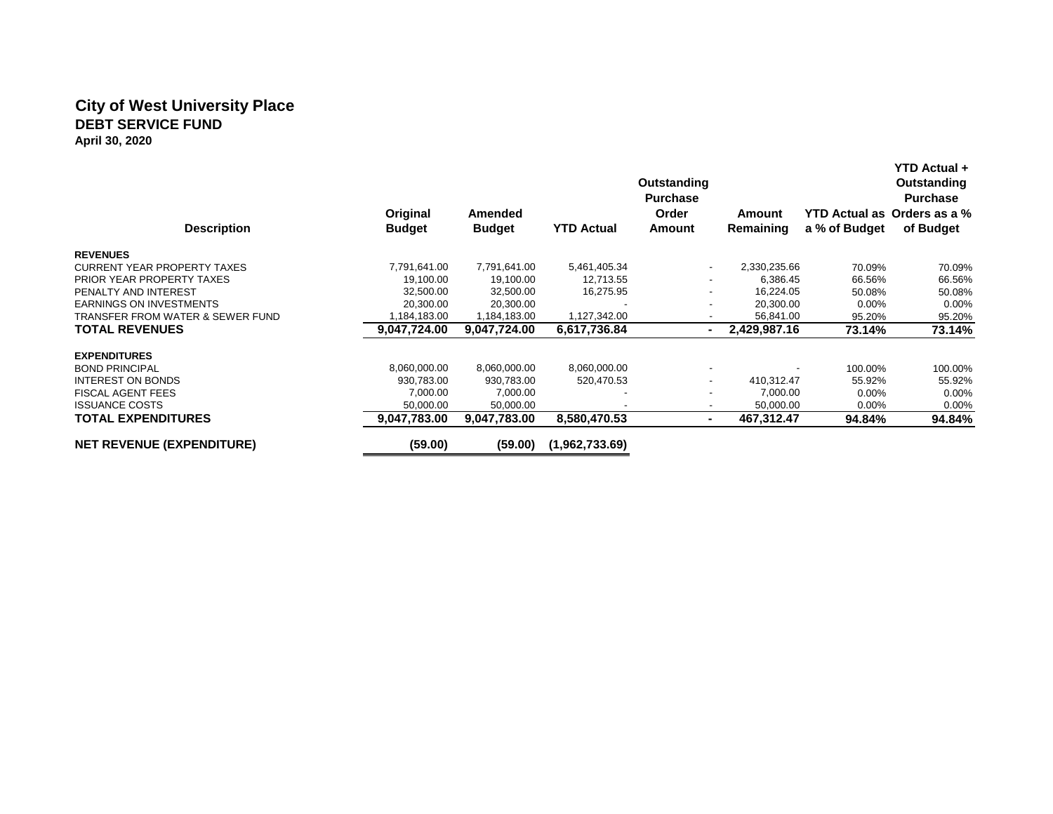# City of West University Place

## DEBT SERVICE FUND

### April 30, 2020

| Description | Original Budget | Amended Budget | YTD Actual | Outstanding Purchase Order Amount | Amount Remaining | YTD Actual as a % of Budget | YTD Actual + Outstanding Purchase Orders as a % of Budget |
|---|---|---|---|---|---|---|---|
| **REVENUES** | | | | | | | |
| CURRENT YEAR PROPERTY TAXES | 7,791,641.00 | 7,791,641.00 | 5,461,405.34 | - | 2,330,235.66 | 70.09% | 70.09% |
| PRIOR YEAR PROPERTY TAXES | 19,100.00 | 19,100.00 | 12,713.55 | - | 6,386.45 | 66.56% | 66.56% |
| PENALTY AND INTEREST | 32,500.00 | 32,500.00 | 16,275.95 | - | 16,224.05 | 50.08% | 50.08% |
| EARNINGS ON INVESTMENTS | 20,300.00 | 20,300.00 | - | - | 20,300.00 | 0.00% | 0.00% |
| TRANSFER FROM WATER & SEWER FUND | 1,184,183.00 | 1,184,183.00 | 1,127,342.00 | - | 56,841.00 | 95.20% | 95.20% |
| **TOTAL REVENUES** | **9,047,724.00** | **9,047,724.00** | **6,617,736.84** | **-** | **2,429,987.16** | **73.14%** | **73.14%** |
| **EXPENDITURES** | | | | | | | |
| BOND PRINCIPAL | 8,060,000.00 | 8,060,000.00 | 8,060,000.00 | - | - | 100.00% | 100.00% |
| INTEREST ON BONDS | 930,783.00 | 930,783.00 | 520,470.53 | - | 410,312.47 | 55.92% | 55.92% |
| FISCAL AGENT FEES | 7,000.00 | 7,000.00 | - | - | 7,000.00 | 0.00% | 0.00% |
| ISSUANCE COSTS | 50,000.00 | 50,000.00 | - | - | 50,000.00 | 0.00% | 0.00% |
| **TOTAL EXPENDITURES** | **9,047,783.00** | **9,047,783.00** | **8,580,470.53** | **-** | **467,312.47** | **94.84%** | **94.84%** |
| **NET REVENUE (EXPENDITURE)** | **(59.00)** | **(59.00)** | **(1,962,733.69)** | | | | |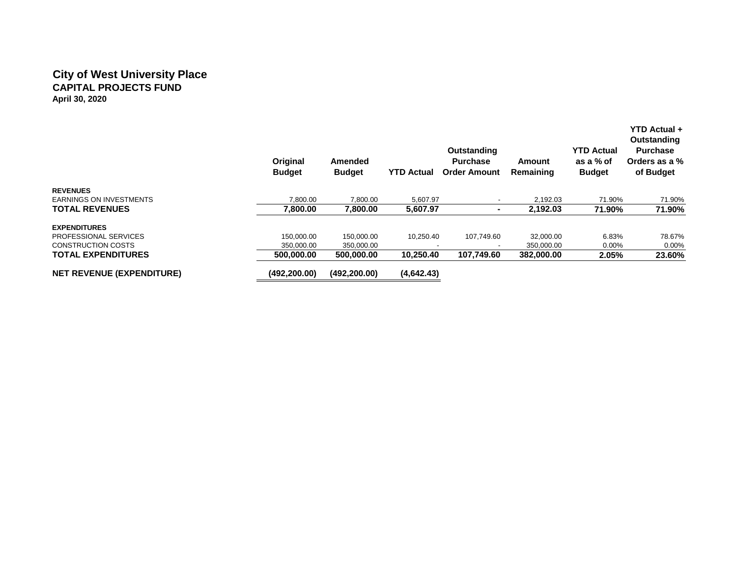# City of West University Place

## CAPITAL PROJECTS FUND

### April 30, 2020

| | Original Budget | Amended Budget | YTD Actual | Outstanding Purchase Order Amount | Amount Remaining | YTD Actual as a % of Budget | YTD Actual + Outstanding Purchase Orders as a % of Budget |
|---|---|---|---|---|---|---|---|
| **REVENUES** | | | | | | | |
| EARNINGS ON INVESTMENTS | 7,800.00 | 7,800.00 | 5,607.97 | - | 2,192.03 | 71.90% | 71.90% |
| **TOTAL REVENUES** | **7,800.00** | **7,800.00** | **5,607.97** | **-** | **2,192.03** | **71.90%** | **71.90%** |
| **EXPENDITURES** | | | | | | | |
| PROFESSIONAL SERVICES | 150,000.00 | 150,000.00 | 10,250.40 | 107,749.60 | 32,000.00 | 6.83% | 78.67% |
| CONSTRUCTION COSTS | 350,000.00 | 350,000.00 | - | - | 350,000.00 | 0.00% | 0.00% |
| **TOTAL EXPENDITURES** | **500,000.00** | **500,000.00** | **10,250.40** | **107,749.60** | **382,000.00** | **2.05%** | **23.60%** |
| **NET REVENUE (EXPENDITURE)** | **(492,200.00)** | **(492,200.00)** | **(4,642.43)** | | | | |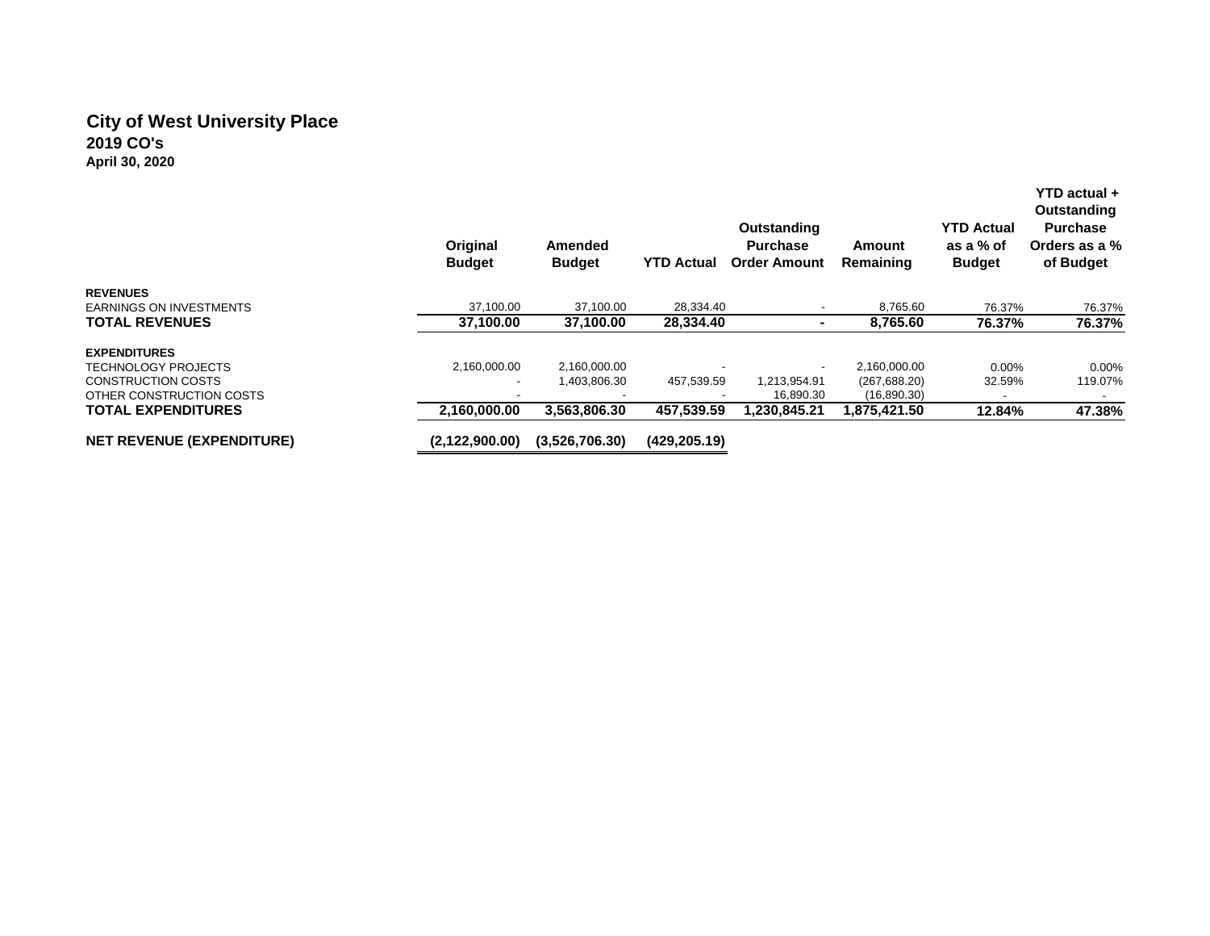# City of West University Place

## 2019 CO's

### April 30, 2020

| | Original Budget | Amended Budget | YTD Actual | Outstanding Purchase Order Amount | Amount Remaining | YTD Actual as a % of Budget | YTD actual + Outstanding Purchase Orders as a % of Budget |
|---|---|---|---|---|---|---|---|
| **REVENUES** | | | | | | | |
| EARNINGS ON INVESTMENTS | 37,100.00 | 37,100.00 | 28,334.40 | - | 8,765.60 | 76.37% | 76.37% |
| **TOTAL REVENUES** | **37,100.00** | **37,100.00** | **28,334.40** | **-** | **8,765.60** | **76.37%** | **76.37%** |
| **EXPENDITURES** | | | | | | | |
| TECHNOLOGY PROJECTS | 2,160,000.00 | 2,160,000.00 | - | - | 2,160,000.00 | 0.00% | 0.00% |
| CONSTRUCTION COSTS | - | 1,403,806.30 | 457,539.59 | 1,213,954.91 | (267,688.20) | 32.59% | 119.07% |
| OTHER CONSTRUCTION COSTS | - | - | - | 16,890.30 | (16,890.30) | - | - |
| **TOTAL EXPENDITURES** | **2,160,000.00** | **3,563,806.30** | **457,539.59** | **1,230,845.21** | **1,875,421.50** | **12.84%** | **47.38%** |
| **NET REVENUE (EXPENDITURE)** | **(2,122,900.00)** | **(3,526,706.30)** | **(429,205.19)** | | | | |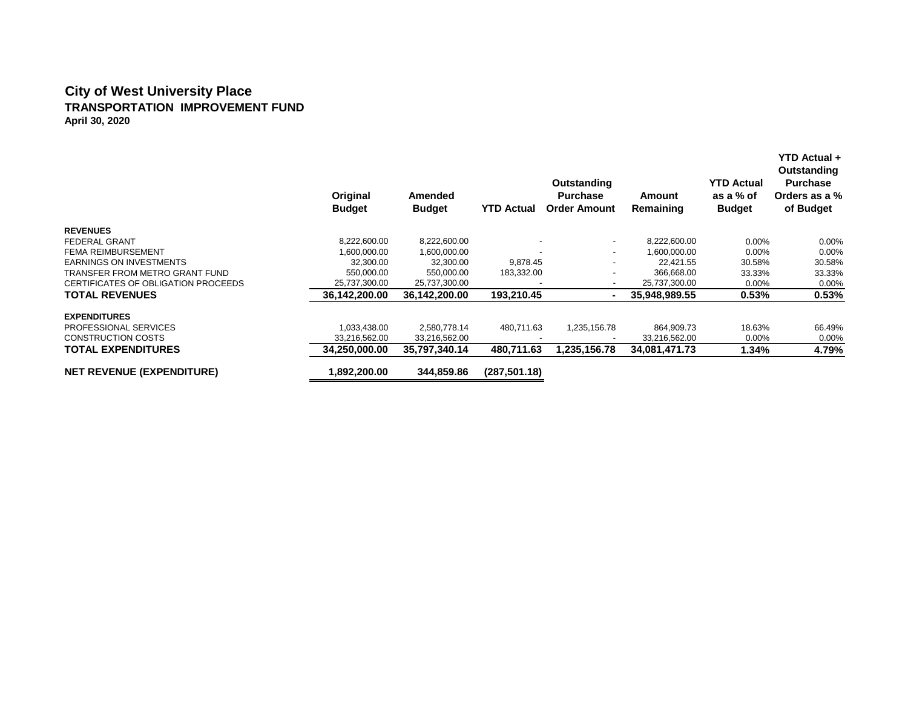# City of West University Place

## TRANSPORTATION IMPROVEMENT FUND

**April 30, 2020**

| | Original Budget | Amended Budget | YTD Actual | Outstanding Purchase Order Amount | Amount Remaining | YTD Actual as a % of Budget | YTD Actual + Outstanding Purchase Orders as a % of Budget |
|---|---|---|---|---|---|---|---|
| **REVENUES** | | | | | | | |
| FEDERAL GRANT | 8,222,600.00 | 8,222,600.00 | - | - | 8,222,600.00 | 0.00% | 0.00% |
| FEMA REIMBURSEMENT | 1,600,000.00 | 1,600,000.00 | - | - | 1,600,000.00 | 0.00% | 0.00% |
| EARNINGS ON INVESTMENTS | 32,300.00 | 32,300.00 | 9,878.45 | - | 22,421.55 | 30.58% | 30.58% |
| TRANSFER FROM METRO GRANT FUND | 550,000.00 | 550,000.00 | 183,332.00 | - | 366,668.00 | 33.33% | 33.33% |
| CERTIFICATES OF OBLIGATION PROCEEDS | 25,737,300.00 | 25,737,300.00 | - | - | 25,737,300.00 | 0.00% | 0.00% |
| **TOTAL REVENUES** | **36,142,200.00** | **36,142,200.00** | **193,210.45** | **-** | **35,948,989.55** | **0.53%** | **0.53%** |
| **EXPENDITURES** | | | | | | | |
| PROFESSIONAL SERVICES | 1,033,438.00 | 2,580,778.14 | 480,711.63 | 1,235,156.78 | 864,909.73 | 18.63% | 66.49% |
| CONSTRUCTION COSTS | 33,216,562.00 | 33,216,562.00 | - | - | 33,216,562.00 | 0.00% | 0.00% |
| **TOTAL EXPENDITURES** | **34,250,000.00** | **35,797,340.14** | **480,711.63** | **1,235,156.78** | **34,081,471.73** | **1.34%** | **4.79%** |
| **NET REVENUE (EXPENDITURE)** | **1,892,200.00** | **344,859.86** | **(287,501.18)** | | | | |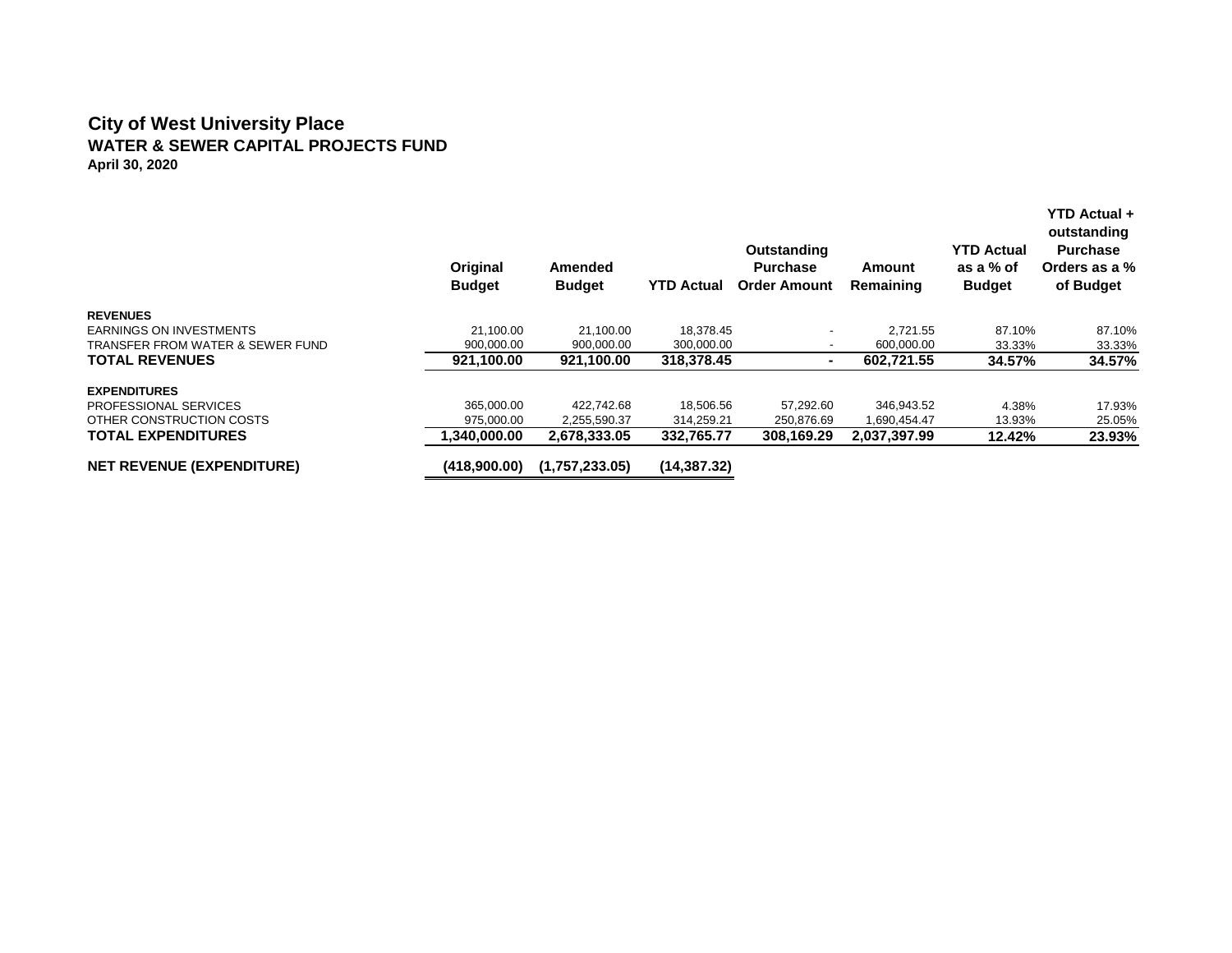# City of West University Place

## WATER & SEWER CAPITAL PROJECTS FUND

**April 30, 2020**

| | Original Budget | Amended Budget | YTD Actual | Outstanding Purchase Order Amount | Amount Remaining | YTD Actual as a % of Budget | YTD Actual + outstanding Purchase Orders as a % of Budget |
|---|---|---|---|---|---|---|---|
| **REVENUES** | | | | | | | |
| EARNINGS ON INVESTMENTS | 21,100.00 | 21,100.00 | 18,378.45 | - | 2,721.55 | 87.10% | 87.10% |
| TRANSFER FROM WATER & SEWER FUND | 900,000.00 | 900,000.00 | 300,000.00 | - | 600,000.00 | 33.33% | 33.33% |
| **TOTAL REVENUES** | **921,100.00** | **921,100.00** | **318,378.45** | **-** | **602,721.55** | **34.57%** | **34.57%** |
| **EXPENDITURES** | | | | | | | |
| PROFESSIONAL SERVICES | 365,000.00 | 422,742.68 | 18,506.56 | 57,292.60 | 346,943.52 | 4.38% | 17.93% |
| OTHER CONSTRUCTION COSTS | 975,000.00 | 2,255,590.37 | 314,259.21 | 250,876.69 | 1,690,454.47 | 13.93% | 25.05% |
| **TOTAL EXPENDITURES** | **1,340,000.00** | **2,678,333.05** | **332,765.77** | **308,169.29** | **2,037,397.99** | **12.42%** | **23.93%** |
| **NET REVENUE (EXPENDITURE)** | **(418,900.00)** | **(1,757,233.05)** | **(14,387.32)** | | | | |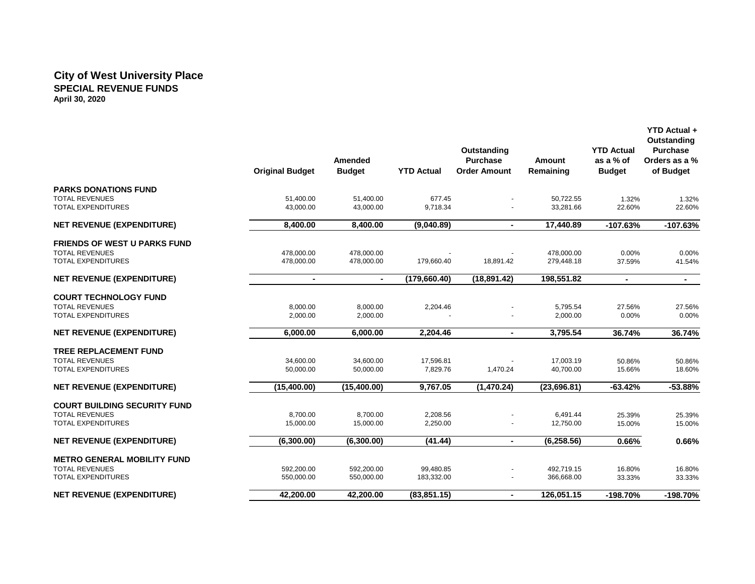# City of West University Place
## SPECIAL REVENUE FUNDS
**April 30, 2020**

| | Original Budget | Amended Budget | YTD Actual | Outstanding Purchase Order Amount | Amount Remaining | YTD Actual as a % of Budget | YTD Actual + Outstanding Purchase Orders as a % of Budget |
|---|---|---|---|---|---|---|---|
| **PARKS DONATIONS FUND** | | | | | | | |
| TOTAL REVENUES | 51,400.00 | 51,400.00 | 677.45 | - | 50,722.55 | 1.32% | 1.32% |
| TOTAL EXPENDITURES | 43,000.00 | 43,000.00 | 9,718.34 | - | 33,281.66 | 22.60% | 22.60% |
| **NET REVENUE (EXPENDITURE)** | **8,400.00** | **8,400.00** | **(9,040.89)** | **-** | **17,440.89** | **-107.63%** | **-107.63%** |
| **FRIENDS OF WEST U PARKS FUND** | | | | | | | |
| TOTAL REVENUES | 478,000.00 | 478,000.00 | - | - | 478,000.00 | 0.00% | 0.00% |
| TOTAL EXPENDITURES | 478,000.00 | 478,000.00 | 179,660.40 | 18,891.42 | 279,448.18 | 37.59% | 41.54% |
| **NET REVENUE (EXPENDITURE)** | **-** | **-** | **(179,660.40)** | **(18,891.42)** | **198,551.82** | **-** | **-** |
| **COURT TECHNOLOGY FUND** | | | | | | | |
| TOTAL REVENUES | 8,000.00 | 8,000.00 | 2,204.46 | - | 5,795.54 | 27.56% | 27.56% |
| TOTAL EXPENDITURES | 2,000.00 | 2,000.00 | - | - | 2,000.00 | 0.00% | 0.00% |
| **NET REVENUE (EXPENDITURE)** | **6,000.00** | **6,000.00** | **2,204.46** | **-** | **3,795.54** | **36.74%** | **36.74%** |
| **TREE REPLACEMENT FUND** | | | | | | | |
| TOTAL REVENUES | 34,600.00 | 34,600.00 | 17,596.81 | - | 17,003.19 | 50.86% | 50.86% |
| TOTAL EXPENDITURES | 50,000.00 | 50,000.00 | 7,829.76 | 1,470.24 | 40,700.00 | 15.66% | 18.60% |
| **NET REVENUE (EXPENDITURE)** | **(15,400.00)** | **(15,400.00)** | **9,767.05** | **(1,470.24)** | **(23,696.81)** | **-63.42%** | **-53.88%** |
| **COURT BUILDING SECURITY FUND** | | | | | | | |
| TOTAL REVENUES | 8,700.00 | 8,700.00 | 2,208.56 | - | 6,491.44 | 25.39% | 25.39% |
| TOTAL EXPENDITURES | 15,000.00 | 15,000.00 | 2,250.00 | - | 12,750.00 | 15.00% | 15.00% |
| **NET REVENUE (EXPENDITURE)** | **(6,300.00)** | **(6,300.00)** | **(41.44)** | **-** | **(6,258.56)** | **0.66%** | **0.66%** |
| **METRO GENERAL MOBILITY FUND** | | | | | | | |
| TOTAL REVENUES | 592,200.00 | 592,200.00 | 99,480.85 | - | 492,719.15 | 16.80% | 16.80% |
| TOTAL EXPENDITURES | 550,000.00 | 550,000.00 | 183,332.00 | - | 366,668.00 | 33.33% | 33.33% |
| **NET REVENUE (EXPENDITURE)** | **42,200.00** | **42,200.00** | **(83,851.15)** | **-** | **126,051.15** | **-198.70%** | **-198.70%** |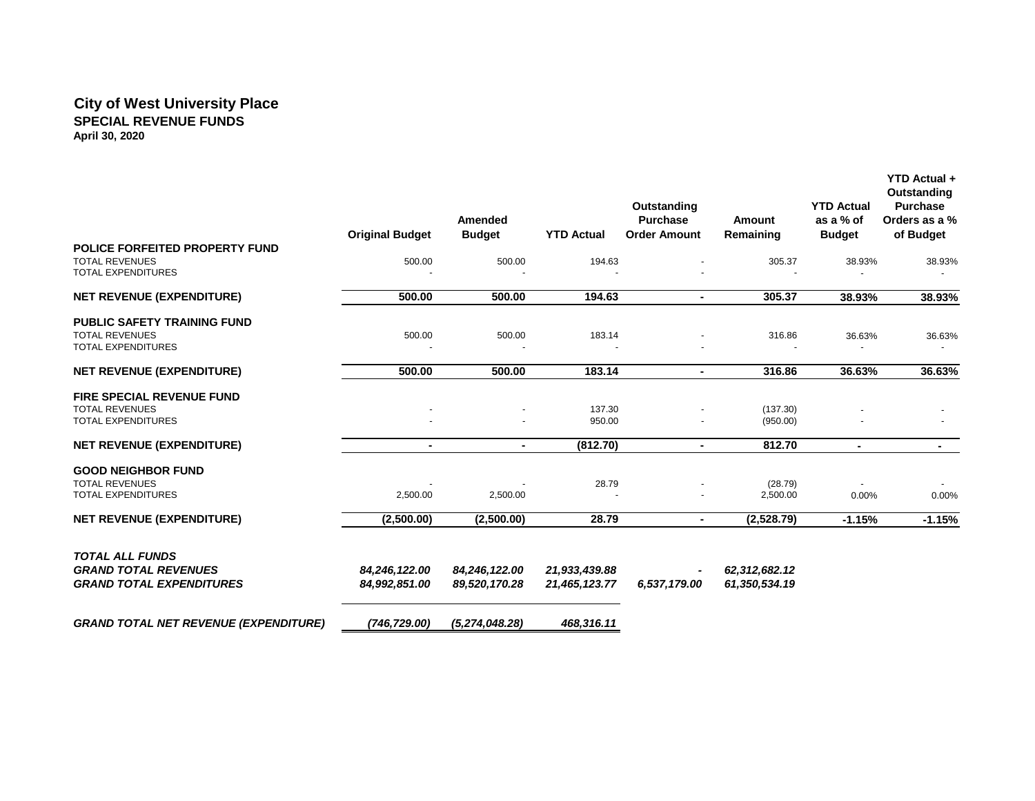# City of West University Place
## SPECIAL REVENUE FUNDS
**April 30, 2020**

| | Original Budget | Amended Budget | YTD Actual | Outstanding Purchase Order Amount | Amount Remaining | YTD Actual as a % of Budget | YTD Actual + Outstanding Purchase Orders as a % of Budget |
|---|---|---|---|---|---|---|---|
| **POLICE FORFEITED PROPERTY FUND** | | | | | | | |
| TOTAL REVENUES | 500.00 | 500.00 | 194.63 | - | 305.37 | 38.93% | 38.93% |
| TOTAL EXPENDITURES | - | - | - | - | - | - | - |
| **NET REVENUE (EXPENDITURE)** | **500.00** | **500.00** | **194.63** | **-** | **305.37** | **38.93%** | **38.93%** |
| **PUBLIC SAFETY TRAINING FUND** | | | | | | | |
| TOTAL REVENUES | 500.00 | 500.00 | 183.14 | - | 316.86 | 36.63% | 36.63% |
| TOTAL EXPENDITURES | - | - | - | - | - | - | - |
| **NET REVENUE (EXPENDITURE)** | **500.00** | **500.00** | **183.14** | **-** | **316.86** | **36.63%** | **36.63%** |
| **FIRE SPECIAL REVENUE FUND** | | | | | | | |
| TOTAL REVENUES | - | - | 137.30 | - | (137.30) | - | - |
| TOTAL EXPENDITURES | - | - | 950.00 | - | (950.00) | - | - |
| **NET REVENUE (EXPENDITURE)** | **-** | **-** | **(812.70)** | **-** | **812.70** | **-** | **-** |
| **GOOD NEIGHBOR FUND** | | | | | | | |
| TOTAL REVENUES | - | - | 28.79 | - | (28.79) | - | - |
| TOTAL EXPENDITURES | 2,500.00 | 2,500.00 | - | - | 2,500.00 | 0.00% | 0.00% |
| **NET REVENUE (EXPENDITURE)** | **(2,500.00)** | **(2,500.00)** | **28.79** | **-** | **(2,528.79)** | **-1.15%** | **-1.15%** |
| ***TOTAL ALL FUNDS*** | | | | | | | |
| ***GRAND TOTAL REVENUES*** | *84,246,122.00* | *84,246,122.00* | *21,933,439.88* | *-* | *62,312,682.12* | | |
| ***GRAND TOTAL EXPENDITURES*** | *84,992,851.00* | *89,520,170.28* | *21,465,123.77* | *6,537,179.00* | *61,350,534.19* | | |
| ***GRAND TOTAL NET REVENUE (EXPENDITURE)*** | *(746,729.00)* | *(5,274,048.28)* | *468,316.11* | | | | |